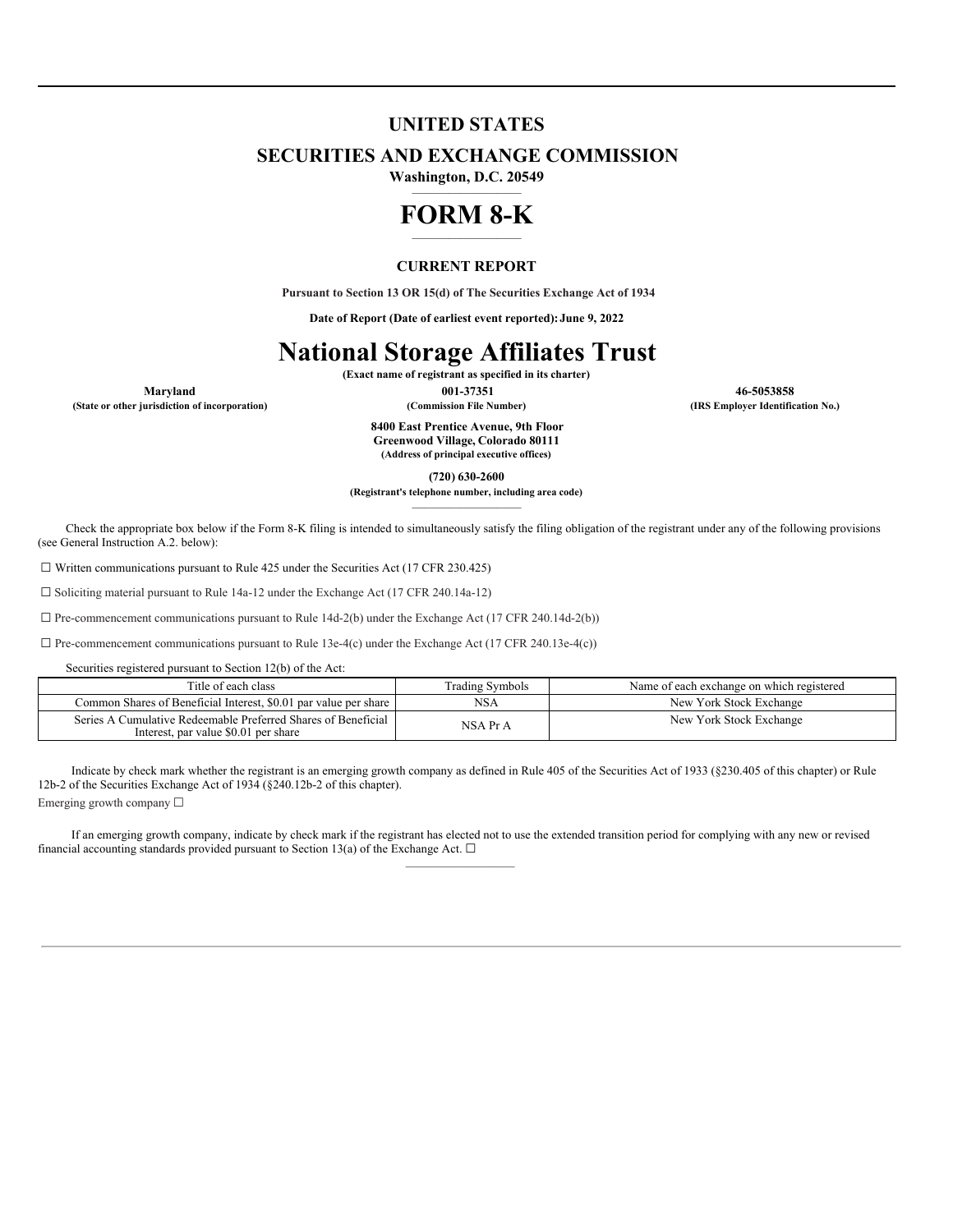# UNITED STATES

## SECURITIES AND EXCHANGE COMMISSION

**Washington, D.C. 20549**

# FORM 8-K

**CURRENT REPORT**

**Pursuant to Section 13 OR 15(d) of The Securities Exchange Act of 1934**

**Date of Report (Date of earliest event reported): June 9, 2022**

# National Storage Affiliates Trust

**(Exact name of registrant as specified in its charter)**

| **Maryland** | **001-37351** | **46-5053858** |
|---|---|---|
| **(State or other jurisdiction of incorporation)** | **(Commission File Number)** | **(IRS Employer Identification No.)** |

**8400 East Prentice Avenue, 9th Floor**
**Greenwood Village, Colorado 80111**
**(Address of principal executive offices)**

**(720) 630-2600**
**(Registrant's telephone number, including area code)**

Check the appropriate box below if the Form 8-K filing is intended to simultaneously satisfy the filing obligation of the registrant under any of the following provisions (see General Instruction A.2. below):

☐ Written communications pursuant to Rule 425 under the Securities Act (17 CFR 230.425)

☐ Soliciting material pursuant to Rule 14a-12 under the Exchange Act (17 CFR 240.14a-12)

☐ Pre-commencement communications pursuant to Rule 14d-2(b) under the Exchange Act (17 CFR 240.14d-2(b))

☐ Pre-commencement communications pursuant to Rule 13e-4(c) under the Exchange Act (17 CFR 240.13e-4(c))

Securities registered pursuant to Section 12(b) of the Act:

| Title of each class | Trading Symbols | Name of each exchange on which registered |
|---|---|---|
| Common Shares of Beneficial Interest, $0.01 par value per share | NSA | New York Stock Exchange |
| Series A Cumulative Redeemable Preferred Shares of Beneficial Interest, par value $0.01 per share | NSA Pr A | New York Stock Exchange |

Indicate by check mark whether the registrant is an emerging growth company as defined in Rule 405 of the Securities Act of 1933 (§230.405 of this chapter) or Rule 12b-2 of the Securities Exchange Act of 1934 (§240.12b-2 of this chapter).

Emerging growth company ☐

If an emerging growth company, indicate by check mark if the registrant has elected not to use the extended transition period for complying with any new or revised financial accounting standards provided pursuant to Section 13(a) of the Exchange Act. ☐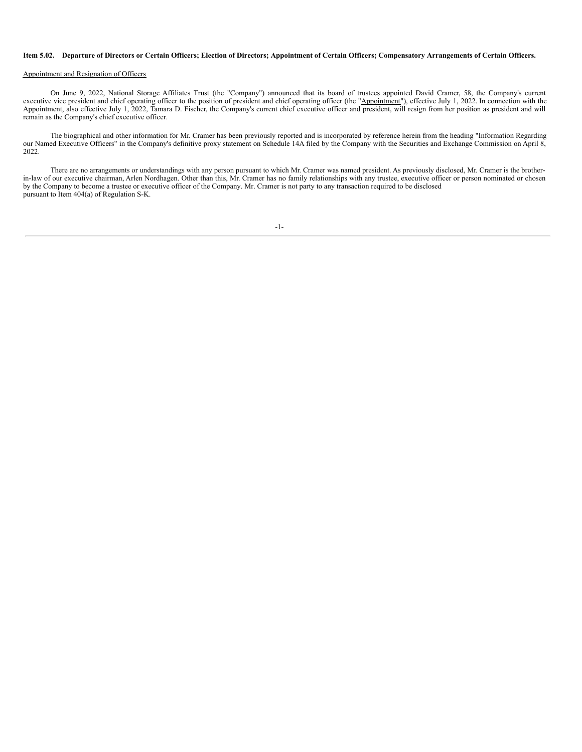**Item 5.02. Departure of Directors or Certain Officers; Election of Directors; Appointment of Certain Officers; Compensatory Arrangements of Certain Officers.**

Appointment and Resignation of Officers

On June 9, 2022, National Storage Affiliates Trust (the "Company") announced that its board of trustees appointed David Cramer, 58, the Company's current executive vice president and chief operating officer to the position of president and chief operating officer (the "Appointment"), effective July 1, 2022. In connection with the Appointment, also effective July 1, 2022, Tamara D. Fischer, the Company's current chief executive officer and president, will resign from her position as president and will remain as the Company's chief executive officer.

The biographical and other information for Mr. Cramer has been previously reported and is incorporated by reference herein from the heading "Information Regarding our Named Executive Officers" in the Company's definitive proxy statement on Schedule 14A filed by the Company with the Securities and Exchange Commission on April 8, 2022.

There are no arrangements or understandings with any person pursuant to which Mr. Cramer was named president. As previously disclosed, Mr. Cramer is the brother-in-law of our executive chairman, Arlen Nordhagen. Other than this, Mr. Cramer has no family relationships with any trustee, executive officer or person nominated or chosen by the Company to become a trustee or executive officer of the Company. Mr. Cramer is not party to any transaction required to be disclosed pursuant to Item 404(a) of Regulation S-K.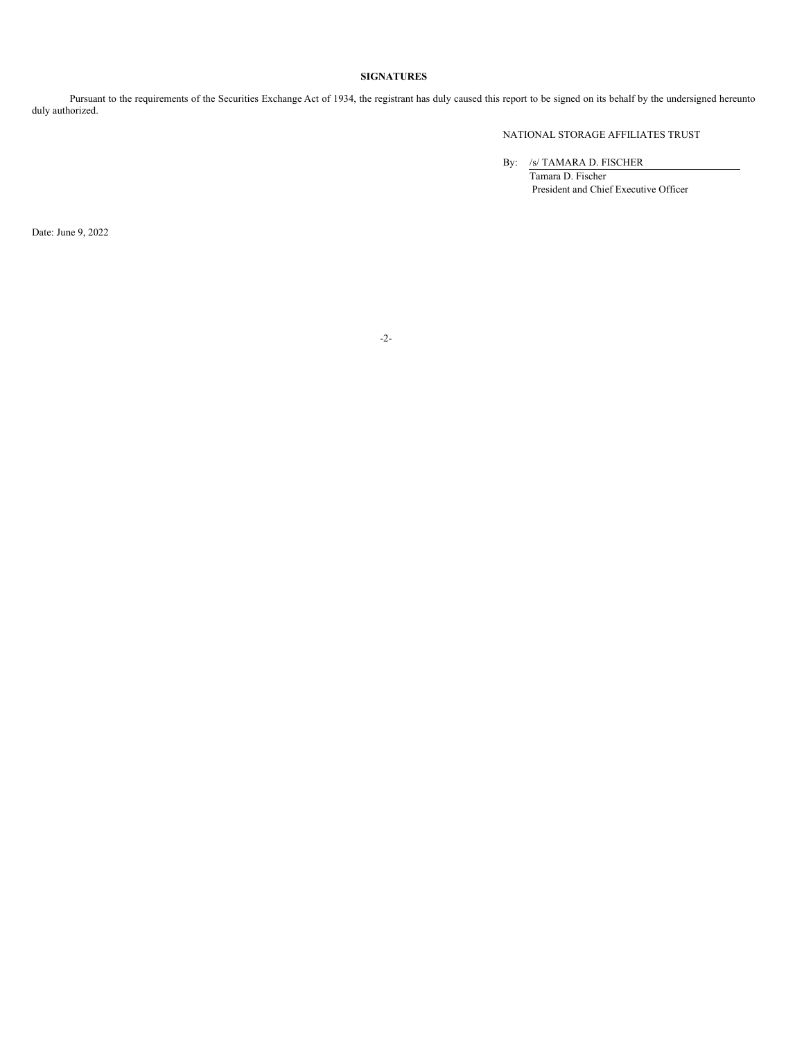**SIGNATURES**

Pursuant to the requirements of the Securities Exchange Act of 1934, the registrant has duly caused this report to be signed on its behalf by the undersigned hereunto duly authorized.

NATIONAL STORAGE AFFILIATES TRUST

By: /s/ TAMARA D. FISCHER
Tamara D. Fischer
President and Chief Executive Officer

Date: June 9, 2022